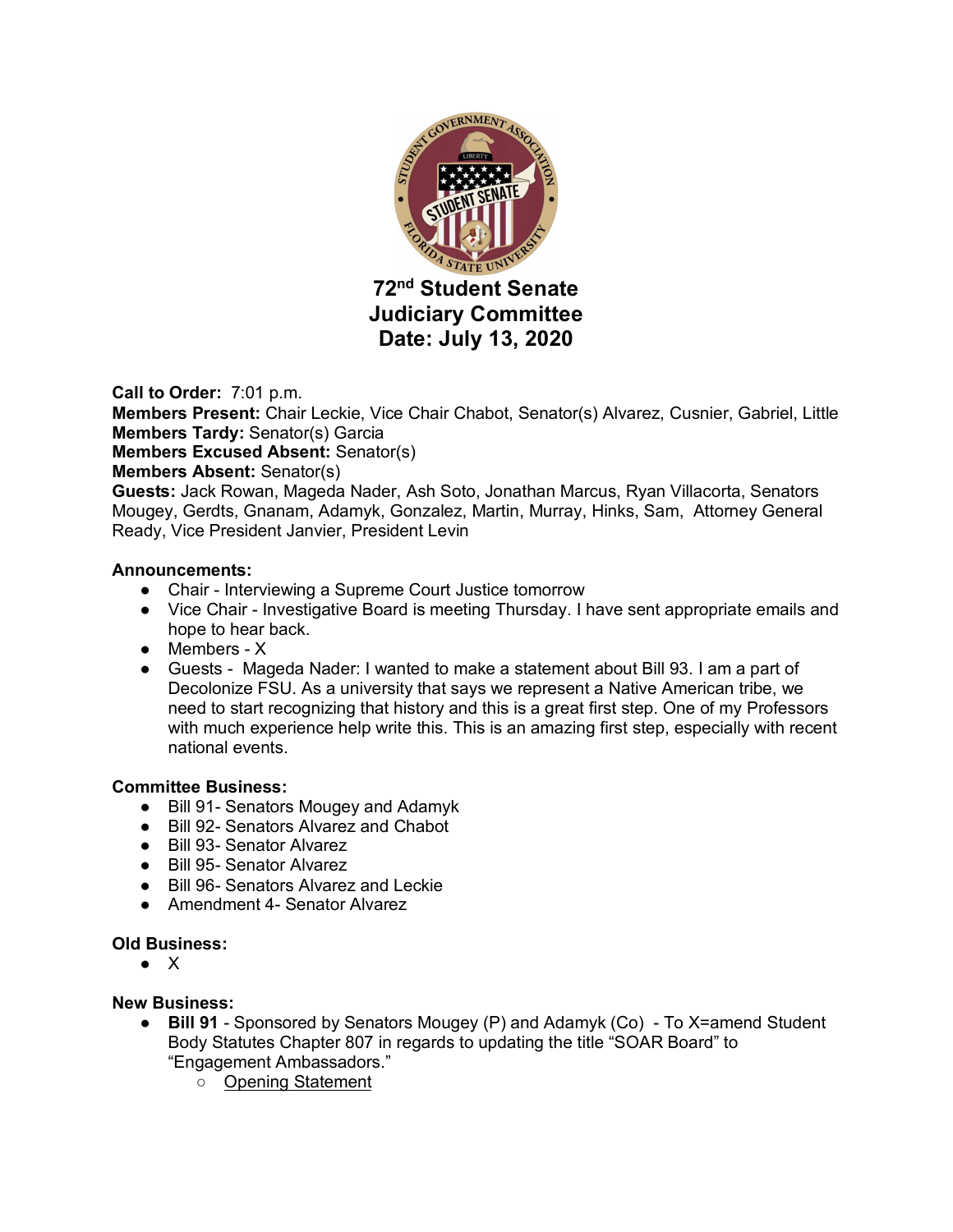# 72nd Student Senate
# Judiciary Committee
# Date: July 13, 2020

**Call to Order:** 7:01 p.m.
**Members Present:** Chair Leckie, Vice Chair Chabot, Senator(s) Alvarez, Cusnier, Gabriel, Little
**Members Tardy:** Senator(s) Garcia
**Members Excused Absent:** Senator(s)
**Members Absent:** Senator(s)
**Guests:** Jack Rowan, Mageda Nader, Ash Soto, Jonathan Marcus, Ryan Villacorta, Senators Mougey, Gerdts, Gnanam, Adamyk, Gonzalez, Martin, Murray, Hinks, Sam, Attorney General Ready, Vice President Janvier, President Levin

**Announcements:**

- Chair - Interviewing a Supreme Court Justice tomorrow
- Vice Chair - Investigative Board is meeting Thursday. I have sent appropriate emails and hope to hear back.
- Members - X
- Guests - Mageda Nader: I wanted to make a statement about Bill 93. I am a part of Decolonize FSU. As a university that says we represent a Native American tribe, we need to start recognizing that history and this is a great first step. One of my Professors with much experience help write this. This is an amazing first step, especially with recent national events.

**Committee Business:**

- Bill 91- Senators Mougey and Adamyk
- Bill 92- Senators Alvarez and Chabot
- Bill 93- Senator Alvarez
- Bill 95- Senator Alvarez
- Bill 96- Senators Alvarez and Leckie
- Amendment 4- Senator Alvarez

**Old Business:**

- X

**New Business:**

- **Bill 91** - Sponsored by Senators Mougey (P) and Adamyk (Co) - To X=amend Student Body Statutes Chapter 807 in regards to updating the title "SOAR Board" to "Engagement Ambassadors."
  - Opening Statement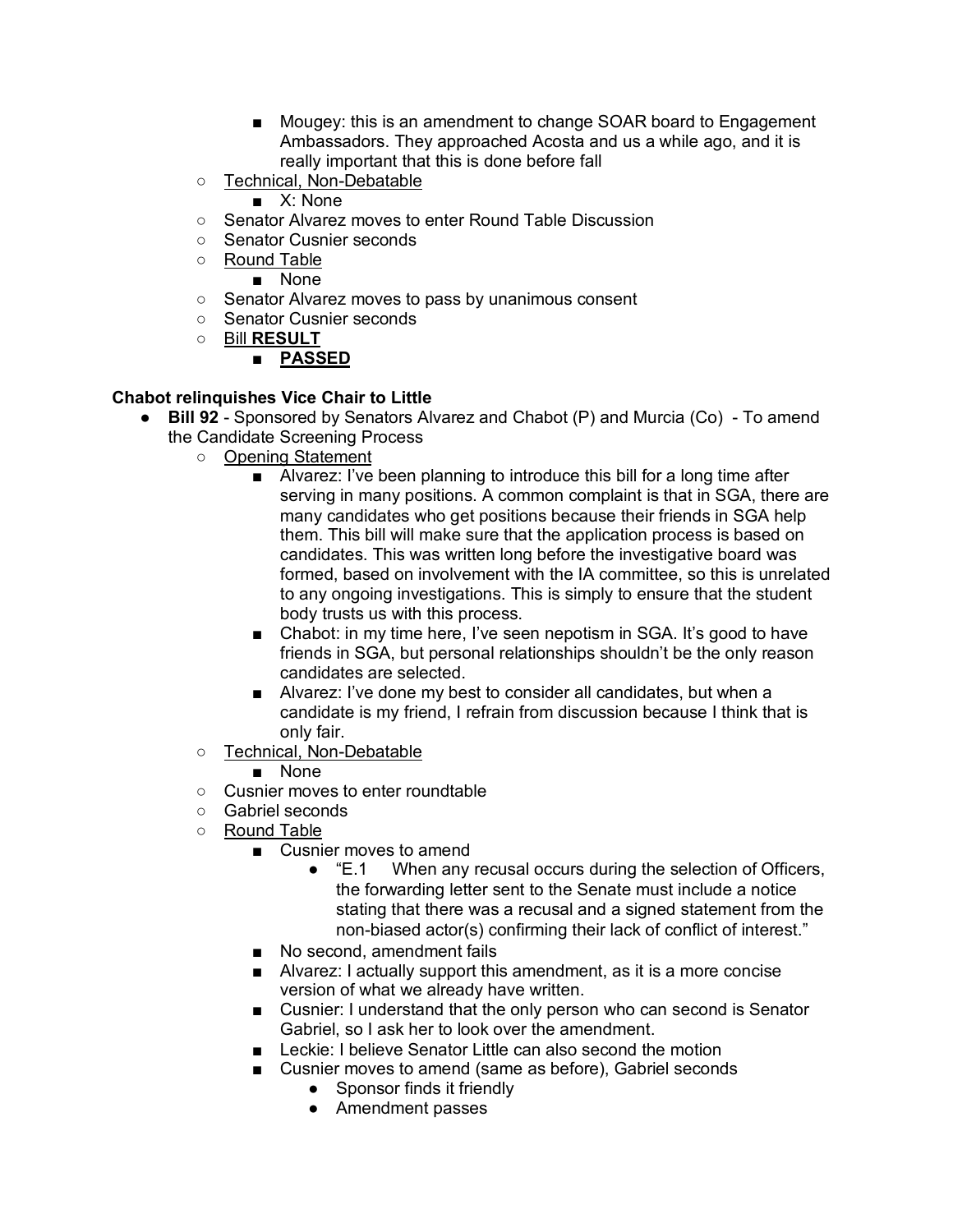- Mougey: this is an amendment to change SOAR board to Engagement Ambassadors. They approached Acosta and us a while ago, and it is really important that this is done before fall
    - Technical, Non-Debatable
        - X: None
    - Senator Alvarez moves to enter Round Table Discussion
    - Senator Cusnier seconds
    - Round Table
        - None
    - Senator Alvarez moves to pass by unanimous consent
    - Senator Cusnier seconds
    - Bill **RESULT**
        - **PASSED**

**Chabot relinquishes Vice Chair to Little**

- **Bill 92** - Sponsored by Senators Alvarez and Chabot (P) and Murcia (Co) - To amend the Candidate Screening Process
    - Opening Statement
        - Alvarez: I've been planning to introduce this bill for a long time after serving in many positions. A common complaint is that in SGA, there are many candidates who get positions because their friends in SGA help them. This bill will make sure that the application process is based on candidates. This was written long before the investigative board was formed, based on involvement with the IA committee, so this is unrelated to any ongoing investigations. This is simply to ensure that the student body trusts us with this process.
        - Chabot: in my time here, I've seen nepotism in SGA. It's good to have friends in SGA, but personal relationships shouldn't be the only reason candidates are selected.
        - Alvarez: I've done my best to consider all candidates, but when a candidate is my friend, I refrain from discussion because I think that is only fair.
    - Technical, Non-Debatable
        - None
    - Cusnier moves to enter roundtable
    - Gabriel seconds
    - Round Table
        - Cusnier moves to amend
            - "E.1 When any recusal occurs during the selection of Officers, the forwarding letter sent to the Senate must include a notice stating that there was a recusal and a signed statement from the non-biased actor(s) confirming their lack of conflict of interest."
        - No second, amendment fails
        - Alvarez: I actually support this amendment, as it is a more concise version of what we already have written.
        - Cusnier: I understand that the only person who can second is Senator Gabriel, so I ask her to look over the amendment.
        - Leckie: I believe Senator Little can also second the motion
        - Cusnier moves to amend (same as before), Gabriel seconds
            - Sponsor finds it friendly
            - Amendment passes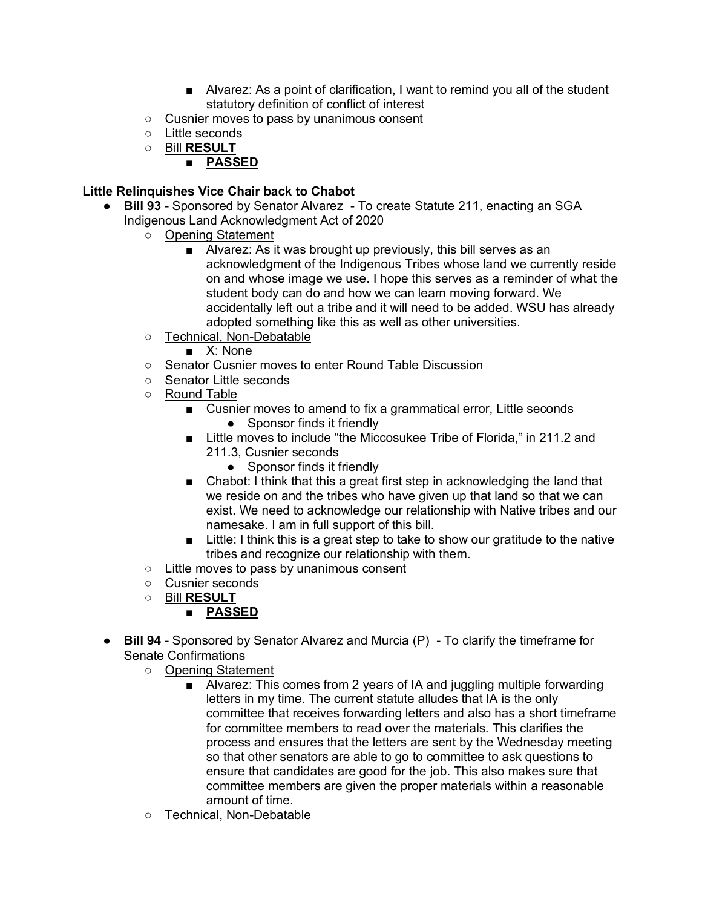- Alvarez: As a point of clarification, I want to remind you all of the student statutory definition of conflict of interest
    - Cusnier moves to pass by unanimous consent
    - Little seconds
    - Bill **RESULT**
        - **PASSED**

**Little Relinquishes Vice Chair back to Chabot**

- **Bill 93** - Sponsored by Senator Alvarez - To create Statute 211, enacting an SGA Indigenous Land Acknowledgment Act of 2020
    - Opening Statement
        - Alvarez: As it was brought up previously, this bill serves as an acknowledgment of the Indigenous Tribes whose land we currently reside on and whose image we use. I hope this serves as a reminder of what the student body can do and how we can learn moving forward. We accidentally left out a tribe and it will need to be added. WSU has already adopted something like this as well as other universities.
    - Technical, Non-Debatable
        - X: None
    - Senator Cusnier moves to enter Round Table Discussion
    - Senator Little seconds
    - Round Table
        - Cusnier moves to amend to fix a grammatical error, Little seconds
            - Sponsor finds it friendly
        - Little moves to include "the Miccosukee Tribe of Florida," in 211.2 and 211.3, Cusnier seconds
            - Sponsor finds it friendly
        - Chabot: I think that this a great first step in acknowledging the land that we reside on and the tribes who have given up that land so that we can exist. We need to acknowledge our relationship with Native tribes and our namesake. I am in full support of this bill.
        - Little: I think this is a great step to take to show our gratitude to the native tribes and recognize our relationship with them.
    - Little moves to pass by unanimous consent
    - Cusnier seconds
    - Bill **RESULT**
        - **PASSED**

- **Bill 94** - Sponsored by Senator Alvarez and Murcia (P) - To clarify the timeframe for Senate Confirmations
    - Opening Statement
        - Alvarez: This comes from 2 years of IA and juggling multiple forwarding letters in my time. The current statute alludes that IA is the only committee that receives forwarding letters and also has a short timeframe for committee members to read over the materials. This clarifies the process and ensures that the letters are sent by the Wednesday meeting so that other senators are able to go to committee to ask questions to ensure that candidates are good for the job. This also makes sure that committee members are given the proper materials within a reasonable amount of time.
    - Technical, Non-Debatable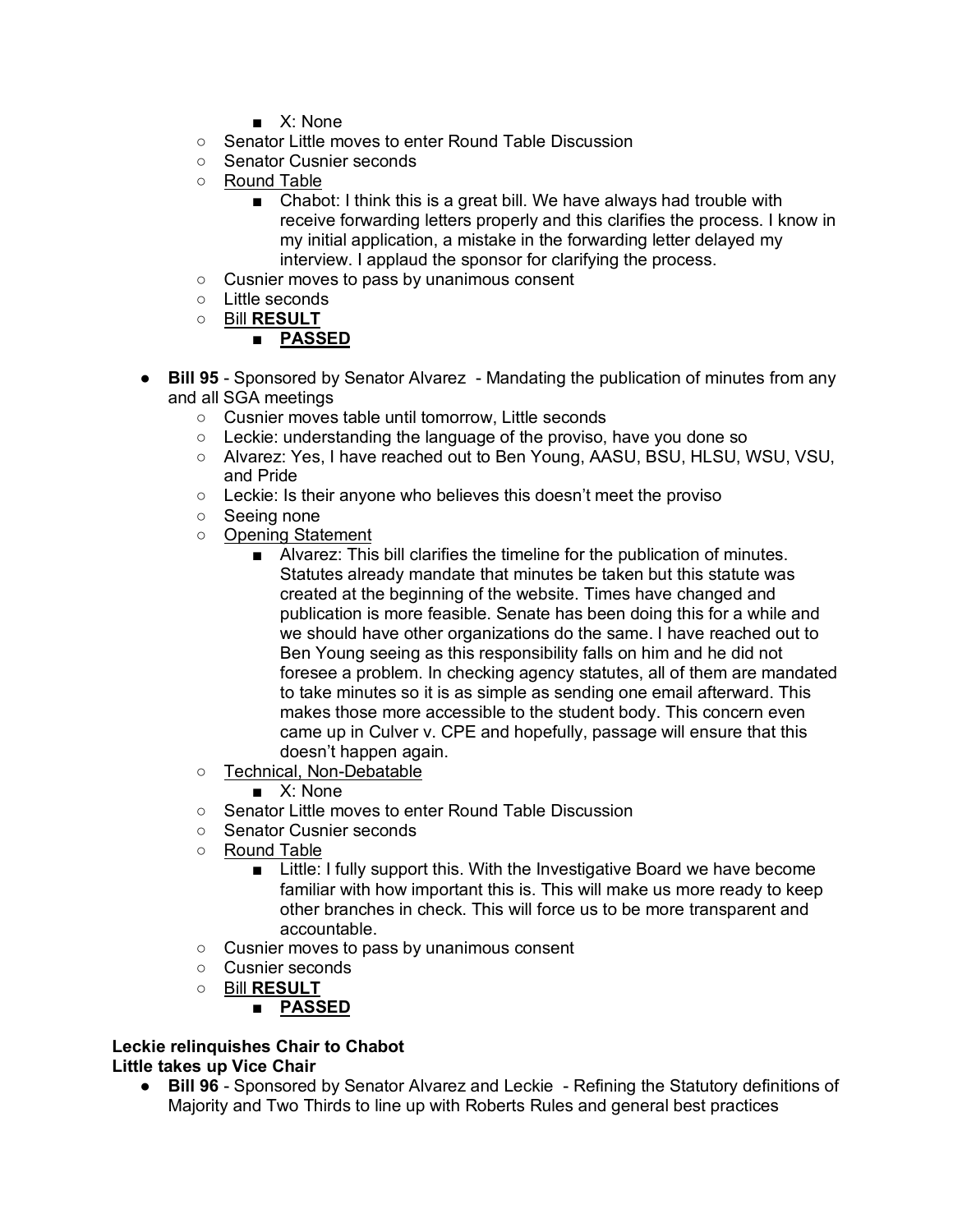- X: None
    - Senator Little moves to enter Round Table Discussion
    - Senator Cusnier seconds
    - <u>Round Table</u>
        - Chabot: I think this is a great bill. We have always had trouble with receive forwarding letters properly and this clarifies the process. I know in my initial application, a mistake in the forwarding letter delayed my interview. I applaud the sponsor for clarifying the process.
    - Cusnier moves to pass by unanimous consent
    - Little seconds
    - <u>Bill **RESULT**</u>
        - <u>**PASSED**</u>

- **Bill 95** - Sponsored by Senator Alvarez - Mandating the publication of minutes from any and all SGA meetings
    - Cusnier moves table until tomorrow, Little seconds
    - Leckie: understanding the language of the proviso, have you done so
    - Alvarez: Yes, I have reached out to Ben Young, AASU, BSU, HLSU, WSU, VSU, and Pride
    - Leckie: Is their anyone who believes this doesn't meet the proviso
    - Seeing none
    - <u>Opening Statement</u>
        - Alvarez: This bill clarifies the timeline for the publication of minutes. Statutes already mandate that minutes be taken but this statute was created at the beginning of the website. Times have changed and publication is more feasible. Senate has been doing this for a while and we should have other organizations do the same. I have reached out to Ben Young seeing as this responsibility falls on him and he did not foresee a problem. In checking agency statutes, all of them are mandated to take minutes so it is as simple as sending one email afterward. This makes those more accessible to the student body. This concern even came up in Culver v. CPE and hopefully, passage will ensure that this doesn't happen again.
    - <u>Technical, Non-Debatable</u>
        - X: None
    - Senator Little moves to enter Round Table Discussion
    - Senator Cusnier seconds
    - <u>Round Table</u>
        - Little: I fully support this. With the Investigative Board we have become familiar with how important this is. This will make us more ready to keep other branches in check. This will force us to be more transparent and accountable.
    - Cusnier moves to pass by unanimous consent
    - Cusnier seconds
    - <u>Bill **RESULT**</u>
        - <u>**PASSED**</u>

**Leckie relinquishes Chair to Chabot**
**Little takes up Vice Chair**

- **Bill 96** - Sponsored by Senator Alvarez and Leckie - Refining the Statutory definitions of Majority and Two Thirds to line up with Roberts Rules and general best practices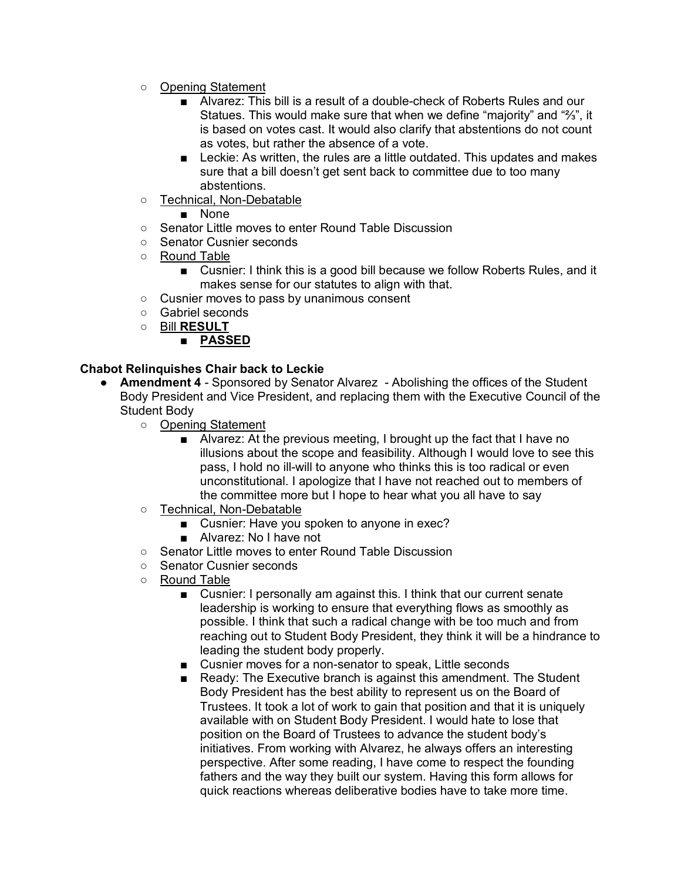- Opening Statement
  - Alvarez: This bill is a result of a double-check of Roberts Rules and our Statues. This would make sure that when we define "majority" and "⅔", it is based on votes cast. It would also clarify that abstentions do not count as votes, but rather the absence of a vote.
  - Leckie: As written, the rules are a little outdated. This updates and makes sure that a bill doesn't get sent back to committee due to too many abstentions.
- Technical, Non-Debatable
  - None
- Senator Little moves to enter Round Table Discussion
- Senator Cusnier seconds
- Round Table
  - Cusnier: I think this is a good bill because we follow Roberts Rules, and it makes sense for our statutes to align with that.
- Cusnier moves to pass by unanimous consent
- Gabriel seconds
- Bill **RESULT**
  - **PASSED**

**Chabot Relinquishes Chair back to Leckie**

- **Amendment 4** - Sponsored by Senator Alvarez - Abolishing the offices of the Student Body President and Vice President, and replacing them with the Executive Council of the Student Body
  - Opening Statement
    - Alvarez: At the previous meeting, I brought up the fact that I have no illusions about the scope and feasibility. Although I would love to see this pass, I hold no ill-will to anyone who thinks this is too radical or even unconstitutional. I apologize that I have not reached out to members of the committee more but I hope to hear what you all have to say
  - Technical, Non-Debatable
    - Cusnier: Have you spoken to anyone in exec?
    - Alvarez: No I have not
  - Senator Little moves to enter Round Table Discussion
  - Senator Cusnier seconds
  - Round Table
    - Cusnier: I personally am against this. I think that our current senate leadership is working to ensure that everything flows as smoothly as possible. I think that such a radical change with be too much and from reaching out to Student Body President, they think it will be a hindrance to leading the student body properly.
    - Cusnier moves for a non-senator to speak, Little seconds
    - Ready: The Executive branch is against this amendment. The Student Body President has the best ability to represent us on the Board of Trustees. It took a lot of work to gain that position and that it is uniquely available with on Student Body President. I would hate to lose that position on the Board of Trustees to advance the student body's initiatives. From working with Alvarez, he always offers an interesting perspective. After some reading, I have come to respect the founding fathers and the way they built our system. Having this form allows for quick reactions whereas deliberative bodies have to take more time.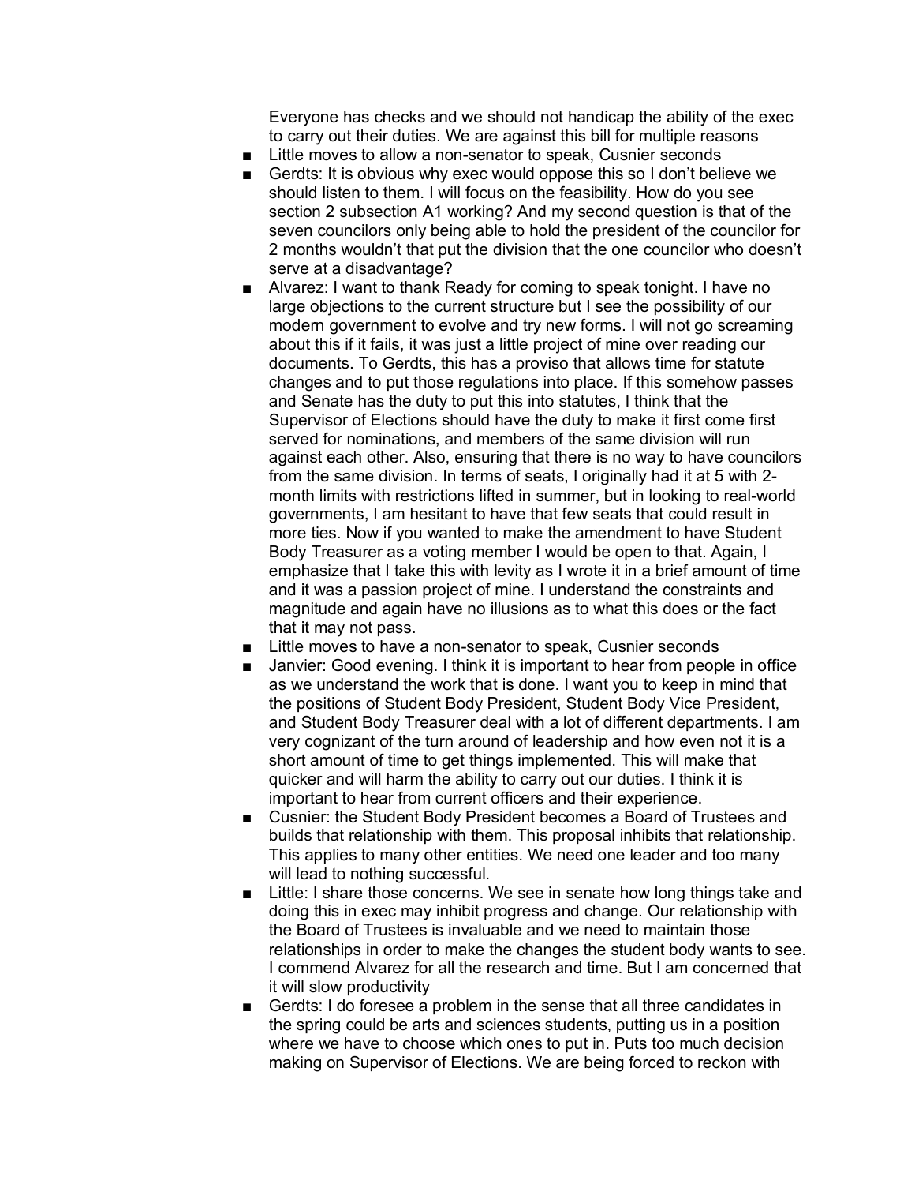Everyone has checks and we should not handicap the ability of the exec to carry out their duties. We are against this bill for multiple reasons

- Little moves to allow a non-senator to speak, Cusnier seconds
- Gerdts: It is obvious why exec would oppose this so I don't believe we should listen to them. I will focus on the feasibility. How do you see section 2 subsection A1 working? And my second question is that of the seven councilors only being able to hold the president of the councilor for 2 months wouldn't that put the division that the one councilor who doesn't serve at a disadvantage?
- Alvarez: I want to thank Ready for coming to speak tonight. I have no large objections to the current structure but I see the possibility of our modern government to evolve and try new forms. I will not go screaming about this if it fails, it was just a little project of mine over reading our documents. To Gerdts, this has a proviso that allows time for statute changes and to put those regulations into place. If this somehow passes and Senate has the duty to put this into statutes, I think that the Supervisor of Elections should have the duty to make it first come first served for nominations, and members of the same division will run against each other. Also, ensuring that there is no way to have councilors from the same division. In terms of seats, I originally had it at 5 with 2-month limits with restrictions lifted in summer, but in looking to real-world governments, I am hesitant to have that few seats that could result in more ties. Now if you wanted to make the amendment to have Student Body Treasurer as a voting member I would be open to that. Again, I emphasize that I take this with levity as I wrote it in a brief amount of time and it was a passion project of mine. I understand the constraints and magnitude and again have no illusions as to what this does or the fact that it may not pass.
- Little moves to have a non-senator to speak, Cusnier seconds
- Janvier: Good evening. I think it is important to hear from people in office as we understand the work that is done. I want you to keep in mind that the positions of Student Body President, Student Body Vice President, and Student Body Treasurer deal with a lot of different departments. I am very cognizant of the turn around of leadership and how even not it is a short amount of time to get things implemented. This will make that quicker and will harm the ability to carry out our duties. I think it is important to hear from current officers and their experience.
- Cusnier: the Student Body President becomes a Board of Trustees and builds that relationship with them. This proposal inhibits that relationship. This applies to many other entities. We need one leader and too many will lead to nothing successful.
- Little: I share those concerns. We see in senate how long things take and doing this in exec may inhibit progress and change. Our relationship with the Board of Trustees is invaluable and we need to maintain those relationships in order to make the changes the student body wants to see. I commend Alvarez for all the research and time. But I am concerned that it will slow productivity
- Gerdts: I do foresee a problem in the sense that all three candidates in the spring could be arts and sciences students, putting us in a position where we have to choose which ones to put in. Puts too much decision making on Supervisor of Elections. We are being forced to reckon with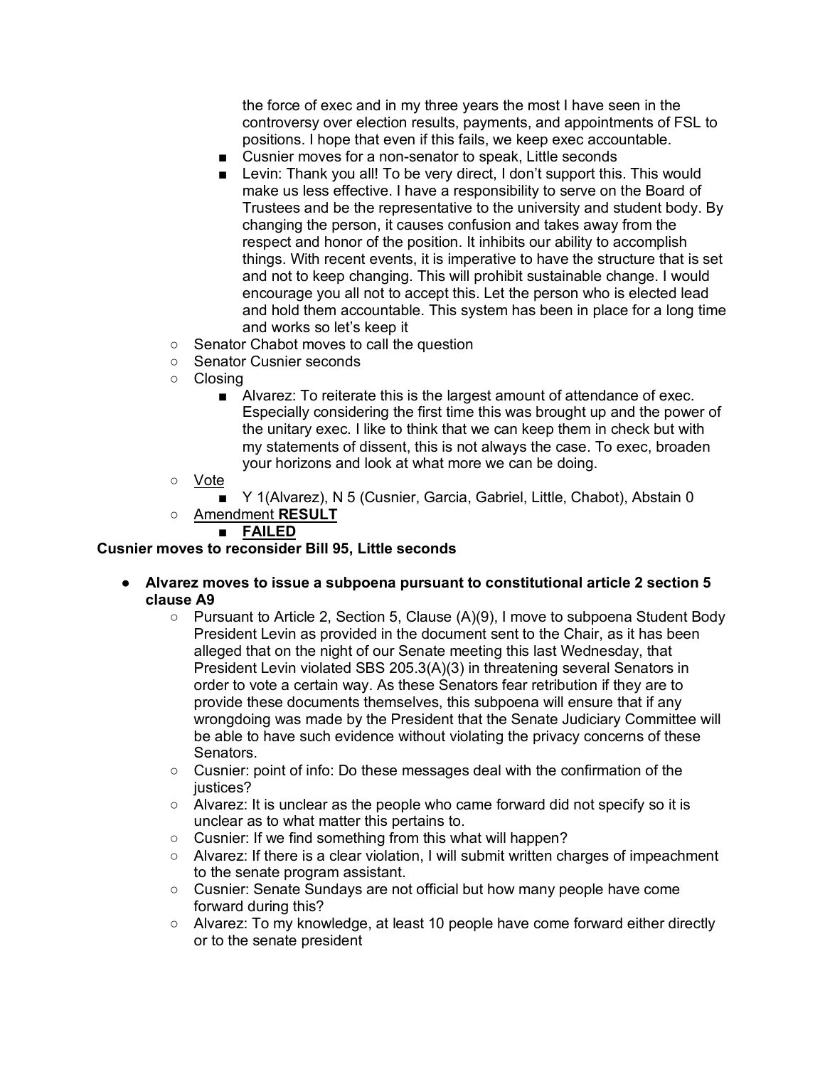the force of exec and in my three years the most I have seen in the controversy over election results, payments, and appointments of FSL to positions. I hope that even if this fails, we keep exec accountable.

        - Cusnier moves for a non-senator to speak, Little seconds
        - Levin: Thank you all! To be very direct, I don't support this. This would make us less effective. I have a responsibility to serve on the Board of Trustees and be the representative to the university and student body. By changing the person, it causes confusion and takes away from the respect and honor of the position. It inhibits our ability to accomplish things. With recent events, it is imperative to have the structure that is set and not to keep changing. This will prohibit sustainable change. I would encourage you all not to accept this. Let the person who is elected lead and hold them accountable. This system has been in place for a long time and works so let's keep it
    - Senator Chabot moves to call the question
    - Senator Cusnier seconds
    - Closing
        - Alvarez: To reiterate this is the largest amount of attendance of exec. Especially considering the first time this was brought up and the power of the unitary exec. I like to think that we can keep them in check but with my statements of dissent, this is not always the case. To exec, broaden your horizons and look at what more we can be doing.
    - Vote
        - Y 1(Alvarez), N 5 (Cusnier, Garcia, Gabriel, Little, Chabot), Abstain 0
    - Amendment **RESULT**
        - **FAILED**

**Cusnier moves to reconsider Bill 95, Little seconds**

- **Alvarez moves to issue a subpoena pursuant to constitutional article 2 section 5 clause A9**
    - Pursuant to Article 2, Section 5, Clause (A)(9), I move to subpoena Student Body President Levin as provided in the document sent to the Chair, as it has been alleged that on the night of our Senate meeting this last Wednesday, that President Levin violated SBS 205.3(A)(3) in threatening several Senators in order to vote a certain way. As these Senators fear retribution if they are to provide these documents themselves, this subpoena will ensure that if any wrongdoing was made by the President that the Senate Judiciary Committee will be able to have such evidence without violating the privacy concerns of these Senators.
    - Cusnier: point of info: Do these messages deal with the confirmation of the justices?
    - Alvarez: It is unclear as the people who came forward did not specify so it is unclear as to what matter this pertains to.
    - Cusnier: If we find something from this what will happen?
    - Alvarez: If there is a clear violation, I will submit written charges of impeachment to the senate program assistant.
    - Cusnier: Senate Sundays are not official but how many people have come forward during this?
    - Alvarez: To my knowledge, at least 10 people have come forward either directly or to the senate president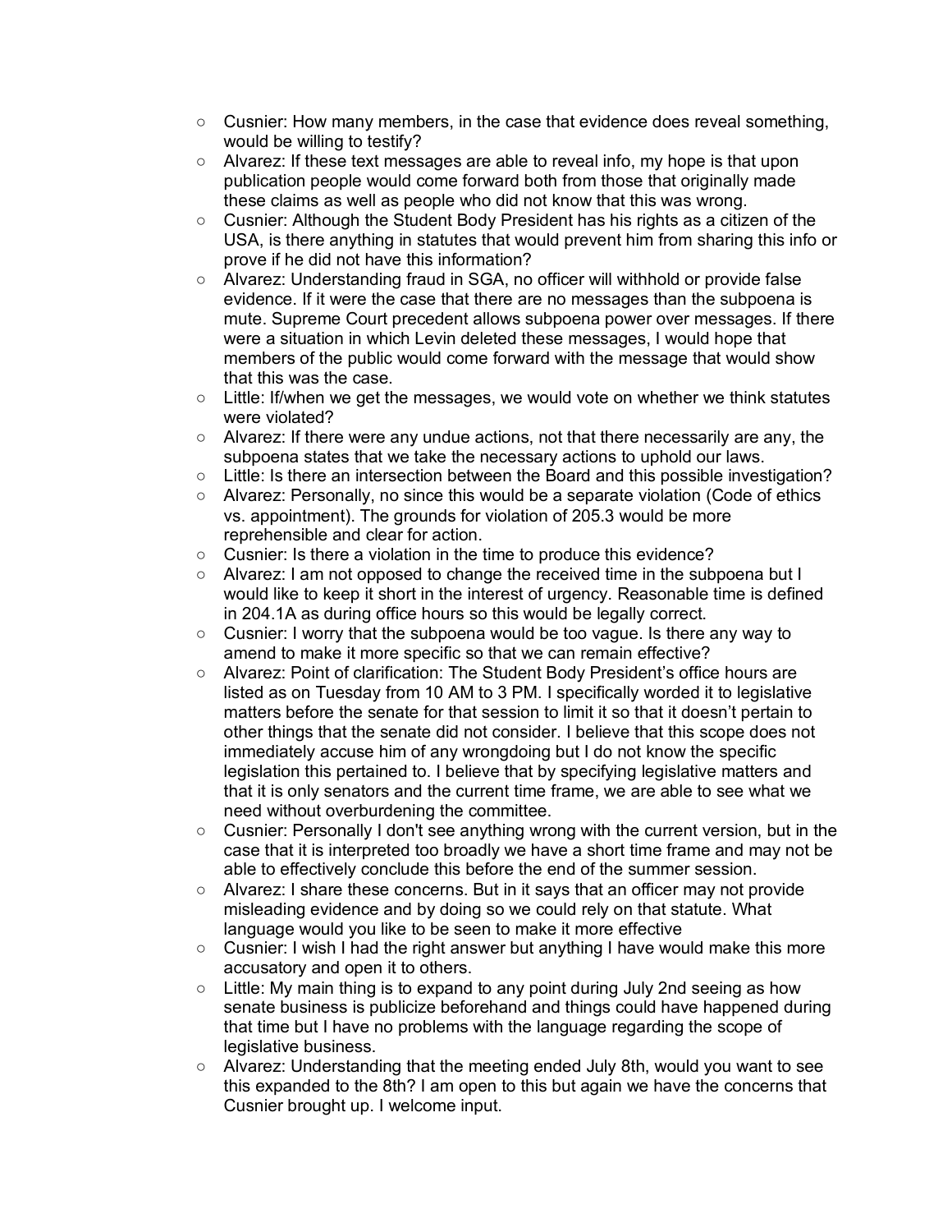- Cusnier: How many members, in the case that evidence does reveal something, would be willing to testify?
- Alvarez: If these text messages are able to reveal info, my hope is that upon publication people would come forward both from those that originally made these claims as well as people who did not know that this was wrong.
- Cusnier: Although the Student Body President has his rights as a citizen of the USA, is there anything in statutes that would prevent him from sharing this info or prove if he did not have this information?
- Alvarez: Understanding fraud in SGA, no officer will withhold or provide false evidence. If it were the case that there are no messages than the subpoena is mute. Supreme Court precedent allows subpoena power over messages. If there were a situation in which Levin deleted these messages, I would hope that members of the public would come forward with the message that would show that this was the case.
- Little: If/when we get the messages, we would vote on whether we think statutes were violated?
- Alvarez: If there were any undue actions, not that there necessarily are any, the subpoena states that we take the necessary actions to uphold our laws.
- Little: Is there an intersection between the Board and this possible investigation?
- Alvarez: Personally, no since this would be a separate violation (Code of ethics vs. appointment). The grounds for violation of 205.3 would be more reprehensible and clear for action.
- Cusnier: Is there a violation in the time to produce this evidence?
- Alvarez: I am not opposed to change the received time in the subpoena but I would like to keep it short in the interest of urgency. Reasonable time is defined in 204.1A as during office hours so this would be legally correct.
- Cusnier: I worry that the subpoena would be too vague. Is there any way to amend to make it more specific so that we can remain effective?
- Alvarez: Point of clarification: The Student Body President's office hours are listed as on Tuesday from 10 AM to 3 PM. I specifically worded it to legislative matters before the senate for that session to limit it so that it doesn't pertain to other things that the senate did not consider. I believe that this scope does not immediately accuse him of any wrongdoing but I do not know the specific legislation this pertained to. I believe that by specifying legislative matters and that it is only senators and the current time frame, we are able to see what we need without overburdening the committee.
- Cusnier: Personally I don't see anything wrong with the current version, but in the case that it is interpreted too broadly we have a short time frame and may not be able to effectively conclude this before the end of the summer session.
- Alvarez: I share these concerns. But in it says that an officer may not provide misleading evidence and by doing so we could rely on that statute. What language would you like to be seen to make it more effective
- Cusnier: I wish I had the right answer but anything I have would make this more accusatory and open it to others.
- Little: My main thing is to expand to any point during July 2nd seeing as how senate business is publicize beforehand and things could have happened during that time but I have no problems with the language regarding the scope of legislative business.
- Alvarez: Understanding that the meeting ended July 8th, would you want to see this expanded to the 8th? I am open to this but again we have the concerns that Cusnier brought up. I welcome input.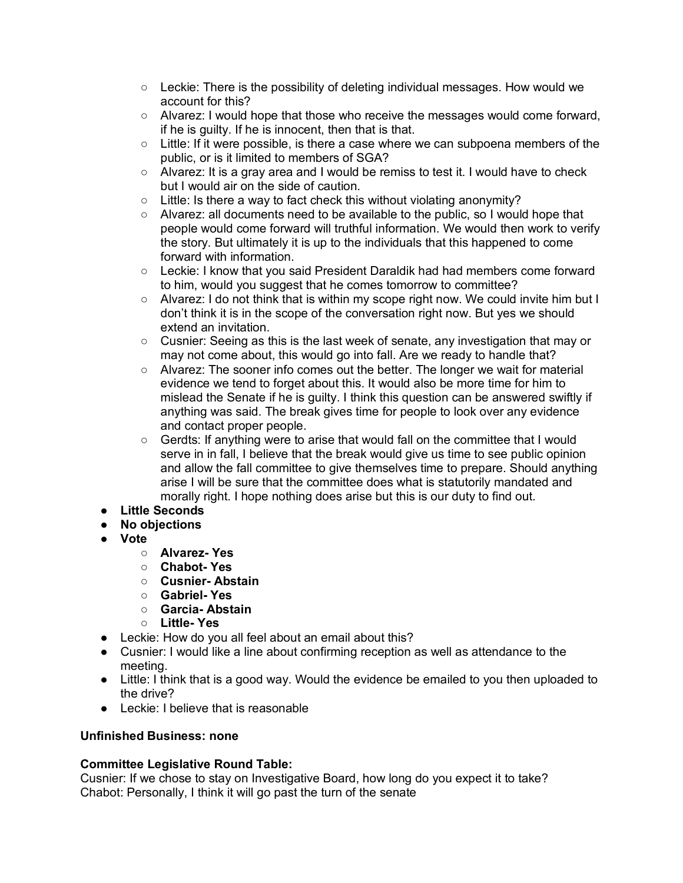- Leckie: There is the possibility of deleting individual messages. How would we account for this?
  - Alvarez: I would hope that those who receive the messages would come forward, if he is guilty. If he is innocent, then that is that.
  - Little: If it were possible, is there a case where we can subpoena members of the public, or is it limited to members of SGA?
  - Alvarez: It is a gray area and I would be remiss to test it. I would have to check but I would air on the side of caution.
  - Little: Is there a way to fact check this without violating anonymity?
  - Alvarez: all documents need to be available to the public, so I would hope that people would come forward will truthful information. We would then work to verify the story. But ultimately it is up to the individuals that this happened to come forward with information.
  - Leckie: I know that you said President Daraldik had had members come forward to him, would you suggest that he comes tomorrow to committee?
  - Alvarez: I do not think that is within my scope right now. We could invite him but I don't think it is in the scope of the conversation right now. But yes we should extend an invitation.
  - Cusnier: Seeing as this is the last week of senate, any investigation that may or may not come about, this would go into fall. Are we ready to handle that?
  - Alvarez: The sooner info comes out the better. The longer we wait for material evidence we tend to forget about this. It would also be more time for him to mislead the Senate if he is guilty. I think this question can be answered swiftly if anything was said. The break gives time for people to look over any evidence and contact proper people.
  - Gerdts: If anything were to arise that would fall on the committee that I would serve in in fall, I believe that the break would give us time to see public opinion and allow the fall committee to give themselves time to prepare. Should anything arise I will be sure that the committee does what is statutorily mandated and morally right. I hope nothing does arise but this is our duty to find out.
- **Little Seconds**
- **No objections**
- **Vote**
  - **Alvarez- Yes**
  - **Chabot- Yes**
  - **Cusnier- Abstain**
  - **Gabriel- Yes**
  - **Garcia- Abstain**
  - **Little- Yes**
- Leckie: How do you all feel about an email about this?
- Cusnier: I would like a line about confirming reception as well as attendance to the meeting.
- Little: I think that is a good way. Would the evidence be emailed to you then uploaded to the drive?
- Leckie: I believe that is reasonable

**Unfinished Business: none**

**Committee Legislative Round Table:**

Cusnier: If we chose to stay on Investigative Board, how long do you expect it to take?
Chabot: Personally, I think it will go past the turn of the senate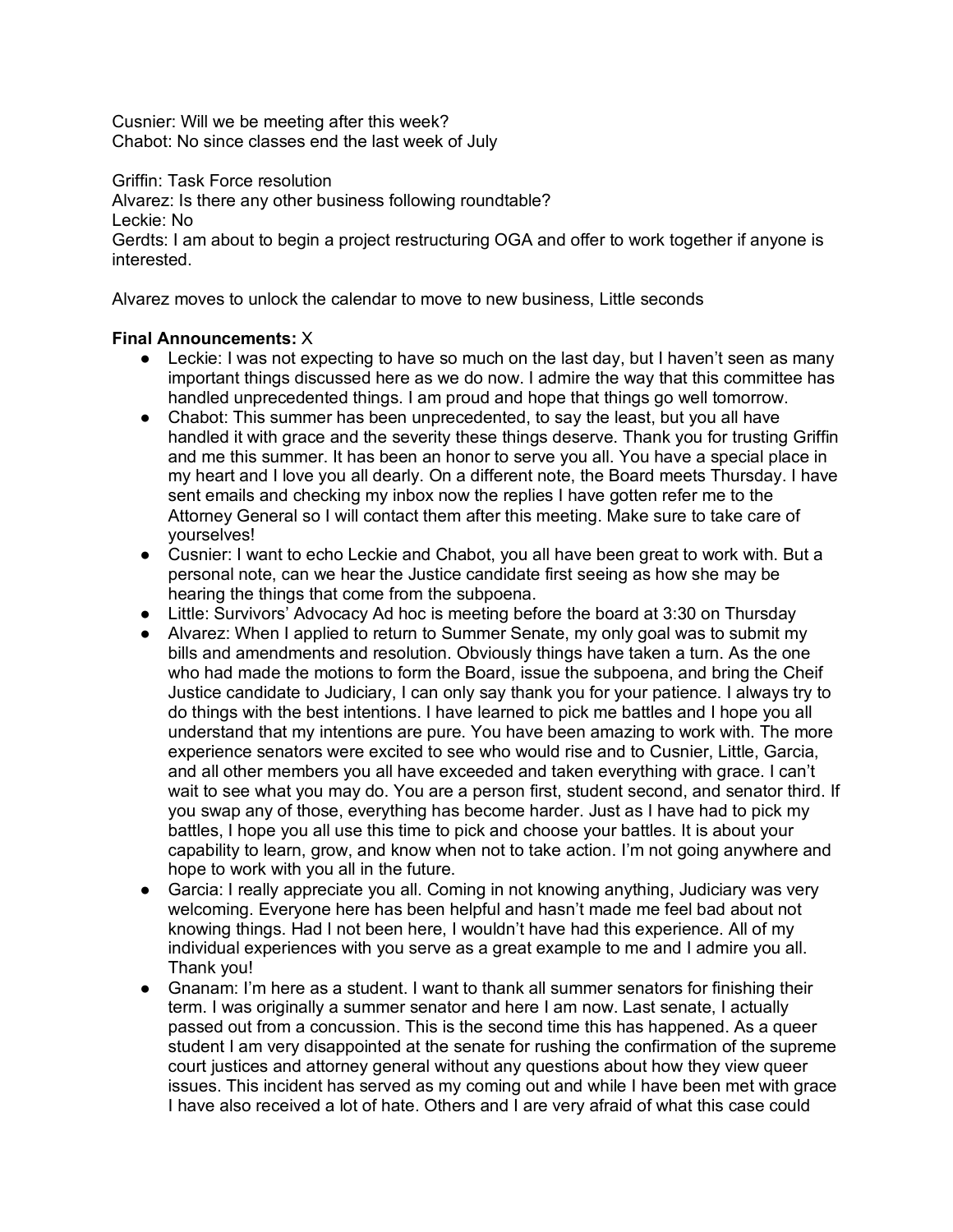Cusnier: Will we be meeting after this week?
Chabot: No since classes end the last week of July

Griffin: Task Force resolution
Alvarez: Is there any other business following roundtable?
Leckie: No
Gerdts: I am about to begin a project restructuring OGA and offer to work together if anyone is interested.

Alvarez moves to unlock the calendar to move to new business, Little seconds

**Final Announcements:** X

- Leckie: I was not expecting to have so much on the last day, but I haven't seen as many important things discussed here as we do now. I admire the way that this committee has handled unprecedented things. I am proud and hope that things go well tomorrow.
- Chabot: This summer has been unprecedented, to say the least, but you all have handled it with grace and the severity these things deserve. Thank you for trusting Griffin and me this summer. It has been an honor to serve you all. You have a special place in my heart and I love you all dearly. On a different note, the Board meets Thursday. I have sent emails and checking my inbox now the replies I have gotten refer me to the Attorney General so I will contact them after this meeting. Make sure to take care of yourselves!
- Cusnier: I want to echo Leckie and Chabot, you all have been great to work with. But a personal note, can we hear the Justice candidate first seeing as how she may be hearing the things that come from the subpoena.
- Little: Survivors' Advocacy Ad hoc is meeting before the board at 3:30 on Thursday
- Alvarez: When I applied to return to Summer Senate, my only goal was to submit my bills and amendments and resolution. Obviously things have taken a turn. As the one who had made the motions to form the Board, issue the subpoena, and bring the Cheif Justice candidate to Judiciary, I can only say thank you for your patience. I always try to do things with the best intentions. I have learned to pick me battles and I hope you all understand that my intentions are pure. You have been amazing to work with. The more experience senators were excited to see who would rise and to Cusnier, Little, Garcia, and all other members you all have exceeded and taken everything with grace. I can't wait to see what you may do. You are a person first, student second, and senator third. If you swap any of those, everything has become harder. Just as I have had to pick my battles, I hope you all use this time to pick and choose your battles. It is about your capability to learn, grow, and know when not to take action. I'm not going anywhere and hope to work with you all in the future.
- Garcia: I really appreciate you all. Coming in not knowing anything, Judiciary was very welcoming. Everyone here has been helpful and hasn't made me feel bad about not knowing things. Had I not been here, I wouldn't have had this experience. All of my individual experiences with you serve as a great example to me and I admire you all. Thank you!
- Gnanam: I'm here as a student. I want to thank all summer senators for finishing their term. I was originally a summer senator and here I am now. Last senate, I actually passed out from a concussion. This is the second time this has happened. As a queer student I am very disappointed at the senate for rushing the confirmation of the supreme court justices and attorney general without any questions about how they view queer issues. This incident has served as my coming out and while I have been met with grace I have also received a lot of hate. Others and I are very afraid of what this case could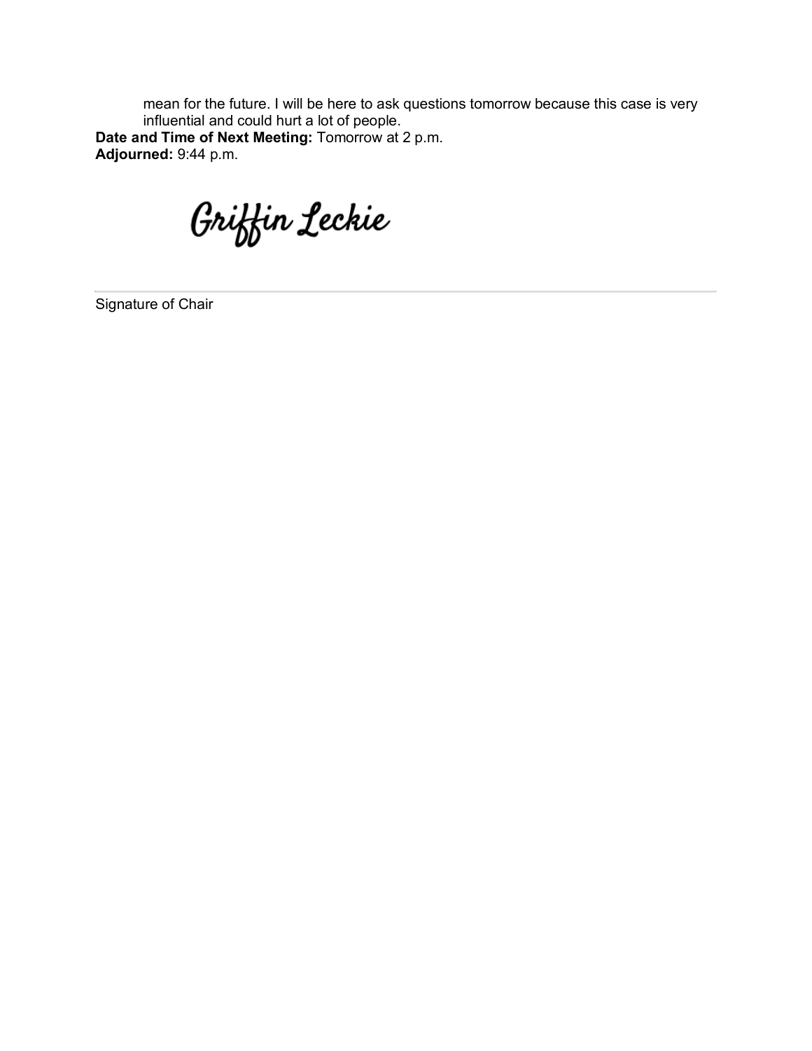mean for the future. I will be here to ask questions tomorrow because this case is very influential and could hurt a lot of people.

**Date and Time of Next Meeting:** Tomorrow at 2 p.m.
**Adjourned:** 9:44 p.m.

Griffin Leckie

---

Signature of Chair